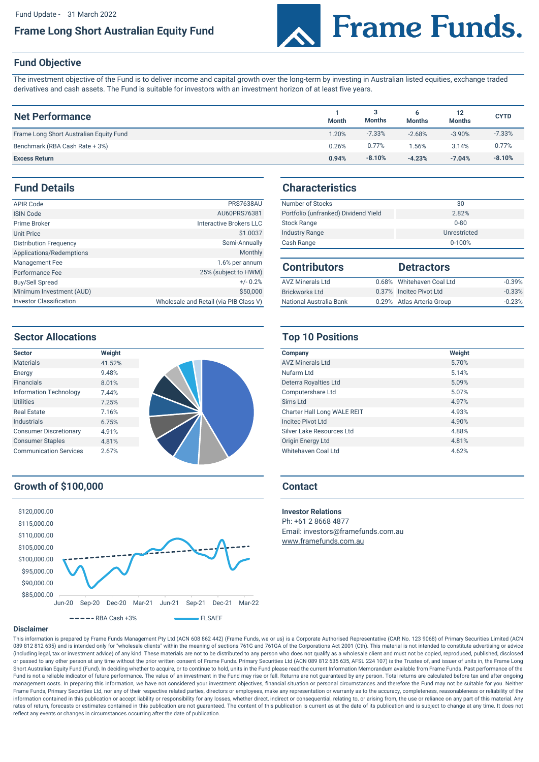Fund Update - 31 March 2022

# Frame Long Short Australian Equity Fund

Frame Funds.

## Fund Objective

The investment objective of the Fund is to deliver income and capital growth over the long-term by investing in Australian listed equities, exchange traded derivatives and cash assets. The Fund is suitable for investors with an investment horizon of at least five years.

## Net Performance

| | 1 Month | 3 Months | 6 Months | 12 Months | CYTD |
|---|---|---|---|---|---|
| Frame Long Short Australian Equity Fund | 1.20% | -7.33% | -2.68% | -3.90% | -7.33% |
| Benchmark (RBA Cash Rate + 3%) | 0.26% | 0.77% | 1.56% | 3.14% | 0.77% |
| **Excess Return** | **0.94%** | **-8.10%** | **-4.23%** | **-7.04%** | **-8.10%** |

## Fund Details

| | |
|---|---|
| APIR Code | PRS7638AU |
| ISIN Code | AU60PRS76381 |
| Prime Broker | Interactive Brokers LLC |
| Unit Price | $1.0037 |
| Distribution Frequency | Semi-Annually |
| Applications/Redemptions | Monthly |
| Management Fee | 1.6% per annum |
| Performance Fee | 25% (subject to HWM) |
| Buy/Sell Spread | +/- 0.2% |
| Minimum Investment (AUD) | $50,000 |
| Investor Classification | Wholesale and Retail (via PIB Class V) |

## Characteristics

| | |
|---|---|
| Number of Stocks | 30 |
| Portfolio (unfranked) Dividend Yield | 2.82% |
| Stock Range | 0-80 |
| Industry Range | Unrestricted |
| Cash Range | 0-100% |

## Contributors / Detractors

| Contributors | | Detractors | |
|---|---|---|---|
| AVZ Minerals Ltd | 0.68% | Whitehaven Coal Ltd | -0.39% |
| Brickworks Ltd | 0.37% | Incitec Pivot Ltd | -0.33% |
| National Australia Bank | 0.29% | Atlas Arteria Group | -0.23% |

## Sector Allocations

| Sector | Weight |
|---|---|
| Materials | 41.52% |
| Energy | 9.48% |
| Financials | 8.01% |
| Information Technology | 7.44% |
| Utilities | 7.25% |
| Real Estate | 7.16% |
| Industrials | 6.75% |
| Consumer Discretionary | 4.91% |
| Consumer Staples | 4.81% |
| Communication Services | 2.67% |

## Top 10 Positions

| Company | Weight |
|---|---|
| AVZ Minerals Ltd | 5.70% |
| Nufarm Ltd | 5.14% |
| Deterra Royalties Ltd | 5.09% |
| Computershare Ltd | 5.07% |
| Sims Ltd | 4.97% |
| Charter Hall Long WALE REIT | 4.93% |
| Incitec Pivot Ltd | 4.90% |
| Silver Lake Resources Ltd | 4.88% |
| Origin Energy Ltd | 4.81% |
| Whitehaven Coal Ltd | 4.62% |

## Growth of $100,000

RBA Cash +3% — FLSAEF

## Contact

**Investor Relations**
Ph: +61 2 8668 4877
Email: investors@framefunds.com.au
www.framefunds.com.au

### Disclaimer

This information is prepared by Frame Funds Management Pty Ltd (ACN 608 862 442) (Frame Funds, we or us) is a Corporate Authorised Representative (CAR No. 123 9068) of Primary Securities Limited (ACN 089 812 812 635) and is intended only for "wholesale clients" within the meaning of sections 761G and 761GA of the Corporations Act 2001 (Cth). This material is not intended to constitute advertising or advice (including legal, tax or investment advice) of any kind. These materials are not to be distributed to any person who does not qualify as a wholesale client and must not be copied, reproduced, published, disclosed or passed to any other person at any time without the prior written consent of Frame Funds. Primary Securities Ltd (ACN 089 812 635 635, AFSL 224 107) is the Trustee of, and issuer of units in, the Frame Long Short Australian Equity Fund (Fund). In deciding whether to acquire, or to continue to hold, units in the Fund please read the current Information Memorandum available from Frame Funds. Past performance of the Fund is not a reliable indicator of future performance. The value of an investment in the Fund may rise or fall. Returns are not guaranteed by any person. Total returns are calculated before tax and after ongoing management costs. In preparing this information, we have not considered your investment objectives, financial situation or personal circumstances and therefore the Fund may not be suitable for you. Neither Frame Funds, Primary Securities Ltd, nor any of their respective related parties, directors or employees, make any representation or warranty as to the accuracy, completeness, reasonableness or reliability of the information contained in this publication or accept liability or responsibility for any losses, whether direct, indirect or consequential, relating to, or arising from, the use or reliance on any part of this material. Any rates of return, forecasts or estimates contained in this publication are not guaranteed. The content of this publication is current as at the date of its publication and is subject to change at any time. It does not reflect any events or changes in circumstances occurring after the date of publication.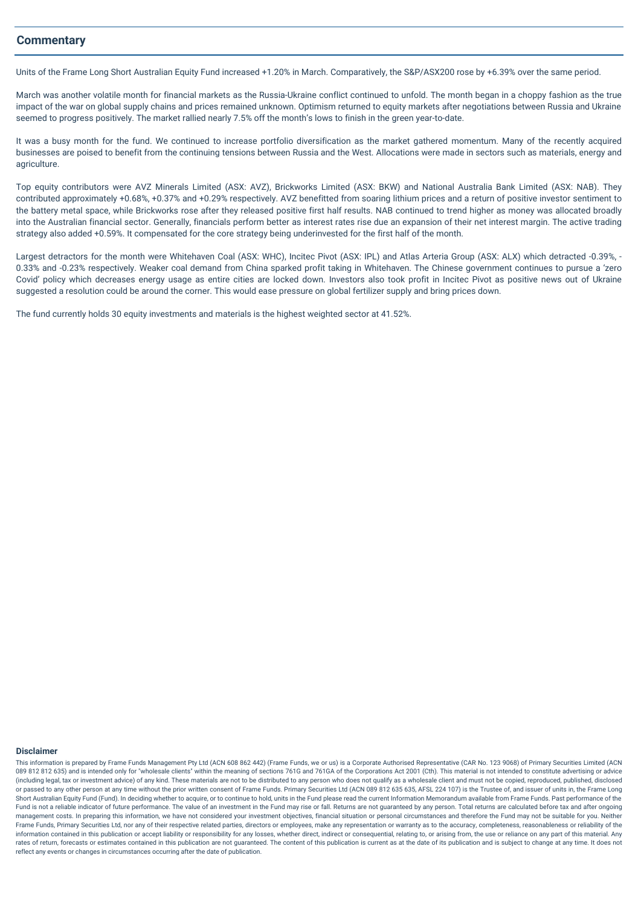## Commentary

Units of the Frame Long Short Australian Equity Fund increased +1.20% in March. Comparatively, the S&P/ASX200 rose by +6.39% over the same period.

March was another volatile month for financial markets as the Russia-Ukraine conflict continued to unfold. The month began in a choppy fashion as the true impact of the war on global supply chains and prices remained unknown. Optimism returned to equity markets after negotiations between Russia and Ukraine seemed to progress positively. The market rallied nearly 7.5% off the month's lows to finish in the green year-to-date.

It was a busy month for the fund. We continued to increase portfolio diversification as the market gathered momentum. Many of the recently acquired businesses are poised to benefit from the continuing tensions between Russia and the West. Allocations were made in sectors such as materials, energy and agriculture.

Top equity contributors were AVZ Minerals Limited (ASX: AVZ), Brickworks Limited (ASX: BKW) and National Australia Bank Limited (ASX: NAB). They contributed approximately +0.68%, +0.37% and +0.29% respectively. AVZ benefitted from soaring lithium prices and a return of positive investor sentiment to the battery metal space, while Brickworks rose after they released positive first half results. NAB continued to trend higher as money was allocated broadly into the Australian financial sector. Generally, financials perform better as interest rates rise due an expansion of their net interest margin. The active trading strategy also added +0.59%. It compensated for the core strategy being underinvested for the first half of the month.

Largest detractors for the month were Whitehaven Coal (ASX: WHC), Incitec Pivot (ASX: IPL) and Atlas Arteria Group (ASX: ALX) which detracted -0.39%, -0.33% and -0.23% respectively. Weaker coal demand from China sparked profit taking in Whitehaven. The Chinese government continues to pursue a 'zero Covid' policy which decreases energy usage as entire cities are locked down. Investors also took profit in Incitec Pivot as positive news out of Ukraine suggested a resolution could be around the corner. This would ease pressure on global fertilizer supply and bring prices down.

The fund currently holds 30 equity investments and materials is the highest weighted sector at 41.52%.

### Disclaimer

This information is prepared by Frame Funds Management Pty Ltd (ACN 608 862 442) (Frame Funds, we or us) is a Corporate Authorised Representative (CAR No. 123 9068) of Primary Securities Limited (ACN 089 812 812 635) and is intended only for "wholesale clients" within the meaning of sections 761G and 761GA of the Corporations Act 2001 (Cth). This material is not intended to constitute advertising or advice (including legal, tax or investment advice) of any kind. These materials are not to be distributed to any person who does not qualify as a wholesale client and must not be copied, reproduced, published, disclosed or passed to any other person at any time without the prior written consent of Frame Funds. Primary Securities Ltd (ACN 089 812 635 635, AFSL 224 107) is the Trustee of, and issuer of units in, the Frame Long Short Australian Equity Fund (Fund). In deciding whether to acquire, or to continue to hold, units in the Fund please read the current Information Memorandum available from Frame Funds. Past performance of the Fund is not a reliable indicator of future performance. The value of an investment in the Fund may rise or fall. Returns are not guaranteed by any person. Total returns are calculated before tax and after ongoing management costs. In preparing this information, we have not considered your investment objectives, financial situation or personal circumstances and therefore the Fund may not be suitable for you. Neither Frame Funds, Primary Securities Ltd, nor any of their respective related parties, directors or employees, make any representation or warranty as to the accuracy, completeness, reasonableness or reliability of the information contained in this publication or accept liability or responsibility for any losses, whether direct, indirect or consequential, relating to, or arising from, the use or reliance on any part of this material. Any rates of return, forecasts or estimates contained in this publication are not guaranteed. The content of this publication is current as at the date of its publication and is subject to change at any time. It does not reflect any events or changes in circumstances occurring after the date of publication.